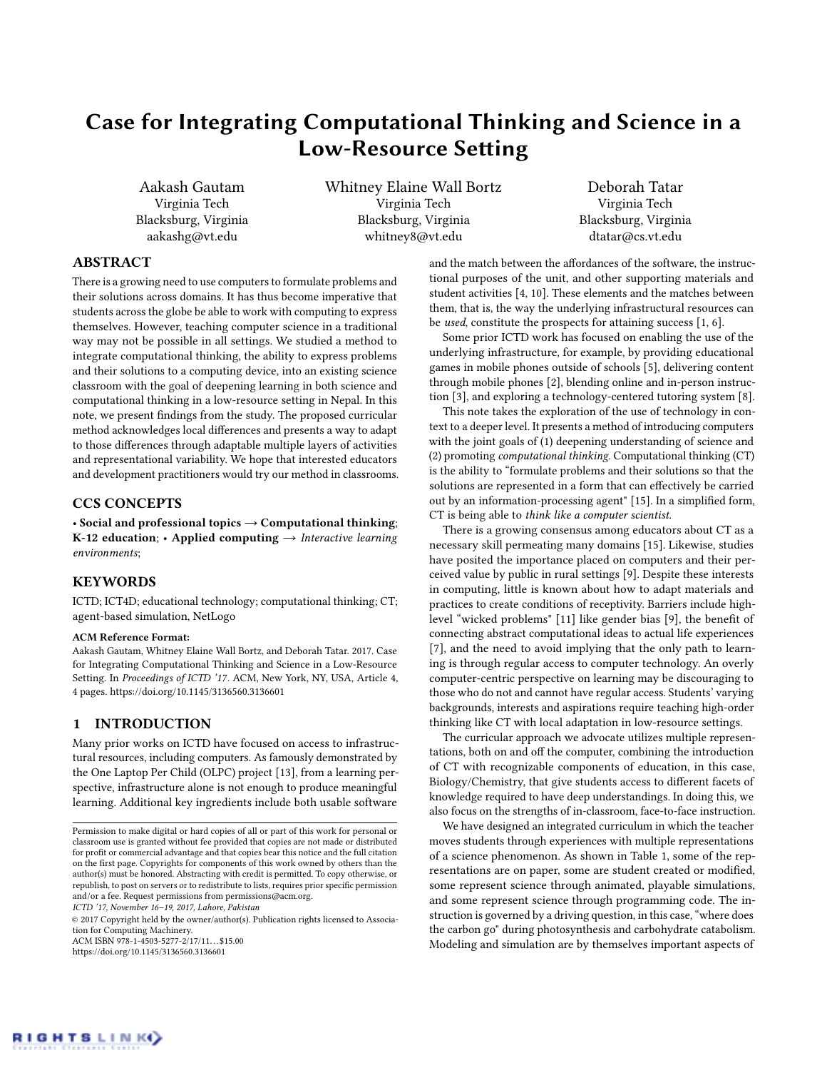# Case for Integrating Computational Thinking and Science in a Low-Resource Setting

Aakash Gautam
Virginia Tech
Blacksburg, Virginia
aakashg@vt.edu

Whitney Elaine Wall Bortz
Virginia Tech
Blacksburg, Virginia
whitney8@vt.edu

Deborah Tatar
Virginia Tech
Blacksburg, Virginia
dtatar@cs.vt.edu

## ABSTRACT

There is a growing need to use computers to formulate problems and their solutions across domains. It has thus become imperative that students across the globe be able to work with computing to express themselves. However, teaching computer science in a traditional way may not be possible in all settings. We studied a method to integrate computational thinking, the ability to express problems and their solutions to a computing device, into an existing science classroom with the goal of deepening learning in both science and computational thinking in a low-resource setting in Nepal. In this note, we present findings from the study. The proposed curricular method acknowledges local differences and presents a way to adapt to those differences through adaptable multiple layers of activities and representational variability. We hope that interested educators and development practitioners would try our method in classrooms.

## CCS CONCEPTS

• **Social and professional topics** → **Computational thinking**; **K-12 education**; • **Applied computing** → *Interactive learning environments*;

## KEYWORDS

ICTD; ICT4D; educational technology; computational thinking; CT; agent-based simulation, NetLogo

**ACM Reference Format:**
Aakash Gautam, Whitney Elaine Wall Bortz, and Deborah Tatar. 2017. Case for Integrating Computational Thinking and Science in a Low-Resource Setting. In *Proceedings of ICTD '17*. ACM, New York, NY, USA, Article 4, 4 pages. https://doi.org/10.1145/3136560.3136601

## 1 INTRODUCTION

Many prior works on ICTD have focused on access to infrastructural resources, including computers. As famously demonstrated by the One Laptop Per Child (OLPC) project [13], from a learning perspective, infrastructure alone is not enough to produce meaningful learning. Additional key ingredients include both usable software and the match between the affordances of the software, the instructional purposes of the unit, and other supporting materials and student activities [4, 10]. These elements and the matches between them, that is, the way the underlying infrastructural resources can be *used*, constitute the prospects for attaining success [1, 6].

Some prior ICTD work has focused on enabling the use of the underlying infrastructure, for example, by providing educational games in mobile phones outside of schools [5], delivering content through mobile phones [2], blending online and in-person instruction [3], and exploring a technology-centered tutoring system [8].

This note takes the exploration of the use of technology in context to a deeper level. It presents a method of introducing computers with the joint goals of (1) deepening understanding of science and (2) promoting *computational thinking*. Computational thinking (CT) is the ability to "formulate problems and their solutions so that the solutions are represented in a form that can effectively be carried out by an information-processing agent" [15]. In a simplified form, CT is being able to *think like a computer scientist.*

There is a growing consensus among educators about CT as a necessary skill permeating many domains [15]. Likewise, studies have posited the importance placed on computers and their perceived value by public in rural settings [9]. Despite these interests in computing, little is known about how to adapt materials and practices to create conditions of receptivity. Barriers include high-level "wicked problems" [11] like gender bias [9], the benefit of connecting abstract computational ideas to actual life experiences [7], and the need to avoid implying that the only path to learning is through regular access to computer technology. An overly computer-centric perspective on learning may be discouraging to those who do not and cannot have regular access. Students' varying backgrounds, interests and aspirations require teaching high-order thinking like CT with local adaptation in low-resource settings.

The curricular approach we advocate utilizes multiple representations, both on and off the computer, combining the introduction of CT with recognizable components of education, in this case, Biology/Chemistry, that give students access to different facets of knowledge required to have deep understandings. In doing this, we also focus on the strengths of in-classroom, face-to-face instruction.

We have designed an integrated curriculum in which the teacher moves students through experiences with multiple representations of a science phenomenon. As shown in Table 1, some of the representations are on paper, some are student created or modified, some represent science through animated, playable simulations, and some represent science through programming code. The instruction is governed by a driving question, in this case, "where does the carbon go" during photosynthesis and carbohydrate catabolism. Modeling and simulation are by themselves important aspects of

Permission to make digital or hard copies of all or part of this work for personal or classroom use is granted without fee provided that copies are not made or distributed for profit or commercial advantage and that copies bear this notice and the full citation on the first page. Copyrights for components of this work owned by others than the author(s) must be honored. Abstracting with credit is permitted. To copy otherwise, or republish, to post on servers or to redistribute to lists, requires prior specific permission and/or a fee. Request permissions from permissions@acm.org.
*ICTD '17, November 16–19, 2017, Lahore, Pakistan*
© 2017 Copyright held by the owner/author(s). Publication rights licensed to Association for Computing Machinery.
ACM ISBN 978-1-4503-5277-2/17/11…$15.00
https://doi.org/10.1145/3136560.3136601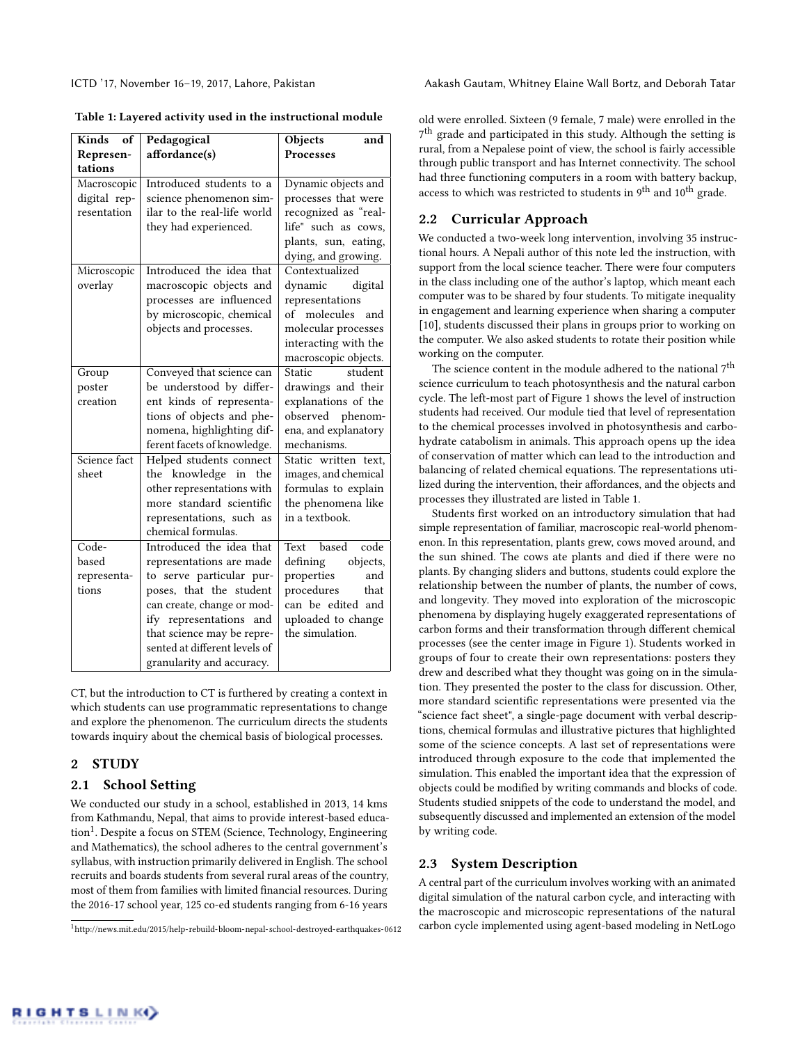**Table 1: Layered activity used in the instructional module**

| Kinds of Representations | Pedagogical affordance(s) | Objects and Processes |
|---|---|---|
| Macroscopic digital representation | Introduced students to a science phenomenon similar to the real-life world they had experienced. | Dynamic objects and processes that were recognized as "real-life" such as cows, plants, sun, eating, dying, and growing. |
| Microscopic overlay | Introduced the idea that macroscopic objects and processes are influenced by microscopic, chemical objects and processes. | Contextualized dynamic digital representations of molecules and molecular processes interacting with the macroscopic objects. |
| Group poster creation | Conveyed that science can be understood by different kinds of representations of objects and phenomena, highlighting different facets of knowledge. | Static student drawings and their explanations of the observed phenomena, and explanatory mechanisms. |
| Science fact sheet | Helped students connect the knowledge in the other representations with more standard scientific representations, such as chemical formulas. | Static written text, images, and chemical formulas to explain the phenomena like in a textbook. |
| Code-based representations | Introduced the idea that representations are made to serve particular purposes, that the student can create, change or modify representations and that science may be represented at different levels of granularity and accuracy. | Text based code defining objects, properties and procedures that can be edited and uploaded to change the simulation. |

CT, but the introduction to CT is furthered by creating a context in which students can use programmatic representations to change and explore the phenomenon. The curriculum directs the students towards inquiry about the chemical basis of biological processes.

## 2 STUDY

### 2.1 School Setting

We conducted our study in a school, established in 2013, 14 kms from Kathmandu, Nepal, that aims to provide interest-based education[1]. Despite a focus on STEM (Science, Technology, Engineering and Mathematics), the school adheres to the central government's syllabus, with instruction primarily delivered in English. The school recruits and boards students from several rural areas of the country, most of them from families with limited financial resources. During the 2016-17 school year, 125 co-ed students ranging from 6-16 years old were enrolled. Sixteen (9 female, 7 male) were enrolled in the 7th grade and participated in this study. Although the setting is rural, from a Nepalese point of view, the school is fairly accessible through public transport and has Internet connectivity. The school had three functioning computers in a room with battery backup, access to which was restricted to students in 9th and 10th grade.

[1] http://news.mit.edu/2015/help-rebuild-bloom-nepal-school-destroyed-earthquakes-0612

### 2.2 Curricular Approach

We conducted a two-week long intervention, involving 35 instructional hours. A Nepali author of this note led the instruction, with support from the local science teacher. There were four computers in the class including one of the author's laptop, which meant each computer was to be shared by four students. To mitigate inequality in engagement and learning experience when sharing a computer [10], students discussed their plans in groups prior to working on the computer. We also asked students to rotate their position while working on the computer.

The science content in the module adhered to the national 7th science curriculum to teach photosynthesis and the natural carbon cycle. The left-most part of Figure 1 shows the level of instruction students had received. Our module tied that level of representation to the chemical processes involved in photosynthesis and carbohydrate catabolism in animals. This approach opens up the idea of conservation of matter which can lead to the introduction and balancing of related chemical equations. The representations utilized during the intervention, their affordances, and the objects and processes they illustrated are listed in Table 1.

Students first worked on an introductory simulation that had simple representation of familiar, macroscopic real-world phenomenon. In this representation, plants grew, cows moved around, and the sun shined. The cows ate plants and died if there were no plants. By changing sliders and buttons, students could explore the relationship between the number of plants, the number of cows, and longevity. They moved into exploration of the microscopic phenomena by displaying hugely exaggerated representations of carbon forms and their transformation through different chemical processes (see the center image in Figure 1). Students worked in groups of four to create their own representations: posters they drew and described what they thought was going on in the simulation. They presented the poster to the class for discussion. Other, more standard scientific representations were presented via the "science fact sheet", a single-page document with verbal descriptions, chemical formulas and illustrative pictures that highlighted some of the science concepts. A last set of representations were introduced through exposure to the code that implemented the simulation. This enabled the important idea that the expression of objects could be modified by writing commands and blocks of code. Students studied snippets of the code to understand the model, and subsequently discussed and implemented an extension of the model by writing code.

### 2.3 System Description

A central part of the curriculum involves working with an animated digital simulation of the natural carbon cycle, and interacting with the macroscopic and microscopic representations of the natural carbon cycle implemented using agent-based modeling in NetLogo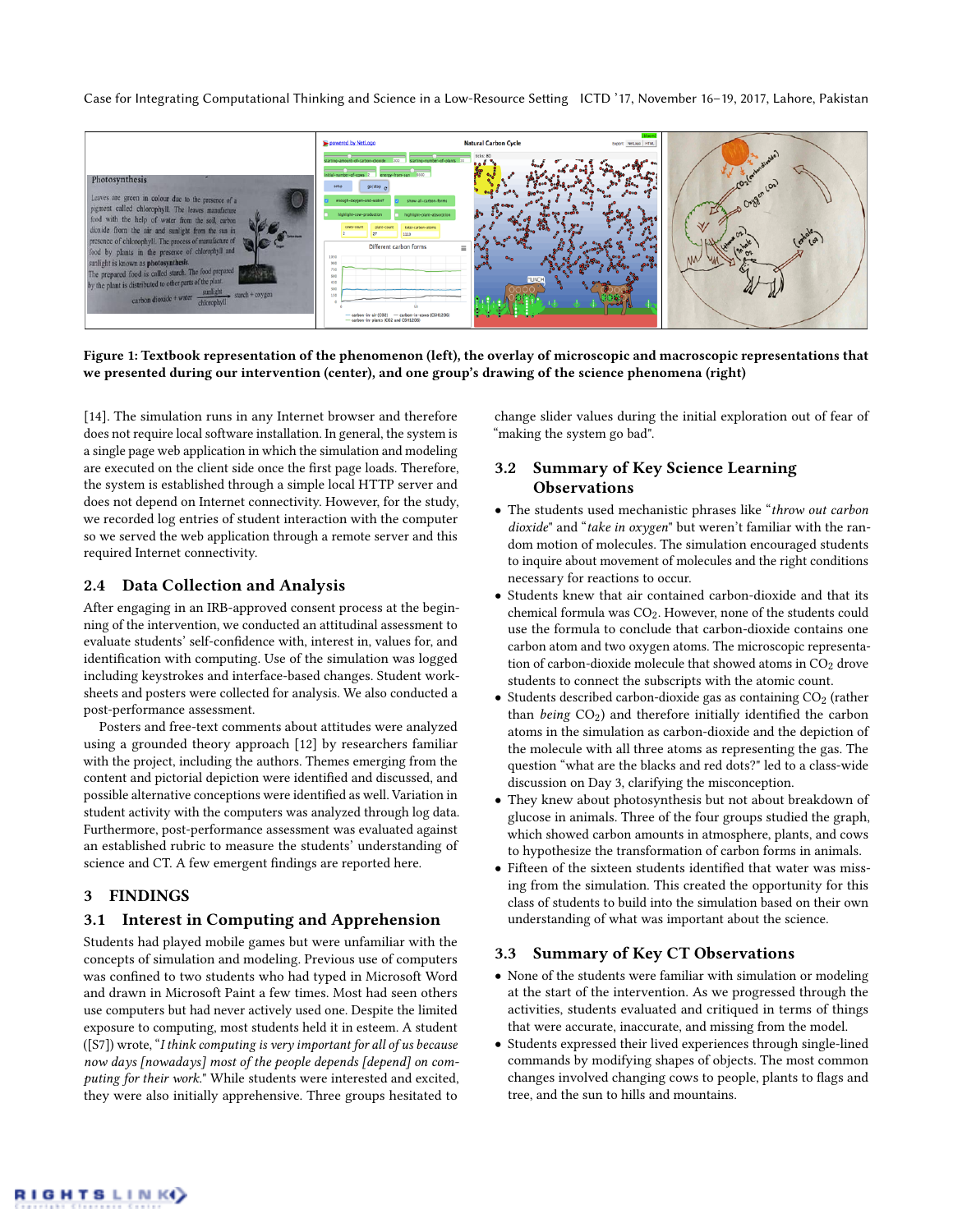Figure 1: Textbook representation of the phenomenon (left), the overlay of microscopic and macroscopic representations that we presented during our intervention (center), and one group's drawing of the science phenomena (right)

[14]. The simulation runs in any Internet browser and therefore does not require local software installation. In general, the system is a single page web application in which the simulation and modeling are executed on the client side once the first page loads. Therefore, the system is established through a simple local HTTP server and does not depend on Internet connectivity. However, for the study, we recorded log entries of student interaction with the computer so we served the web application through a remote server and this required Internet connectivity.

### 2.4 Data Collection and Analysis

After engaging in an IRB-approved consent process at the beginning of the intervention, we conducted an attitudinal assessment to evaluate students' self-confidence with, interest in, values for, and identification with computing. Use of the simulation was logged including keystrokes and interface-based changes. Student worksheets and posters were collected for analysis. We also conducted a post-performance assessment.

Posters and free-text comments about attitudes were analyzed using a grounded theory approach [12] by researchers familiar with the project, including the authors. Themes emerging from the content and pictorial depiction were identified and discussed, and possible alternative conceptions were identified as well. Variation in student activity with the computers was analyzed through log data. Furthermore, post-performance assessment was evaluated against an established rubric to measure the students' understanding of science and CT. A few emergent findings are reported here.

## 3 FINDINGS

### 3.1 Interest in Computing and Apprehension

Students had played mobile games but were unfamiliar with the concepts of simulation and modeling. Previous use of computers was confined to two students who had typed in Microsoft Word and drawn in Microsoft Paint a few times. Most had seen others use computers but had never actively used one. Despite the limited exposure to computing, most students held it in esteem. A student ([S7]) wrote, "*I think computing is very important for all of us because now days [nowadays] most of the people depends [depend] on computing for their work.*" While students were interested and excited, they were also initially apprehensive. Three groups hesitated to change slider values during the initial exploration out of fear of "making the system go bad".

### 3.2 Summary of Key Science Learning Observations

- The students used mechanistic phrases like "*throw out carbon dioxide*" and "*take in oxygen*" but weren't familiar with the random motion of molecules. The simulation encouraged students to inquire about movement of molecules and the right conditions necessary for reactions to occur.
- Students knew that air contained carbon-dioxide and that its chemical formula was $CO_2$. However, none of the students could use the formula to conclude that carbon-dioxide contains one carbon atom and two oxygen atoms. The microscopic representation of carbon-dioxide molecule that showed atoms in $CO_2$ drove students to connect the subscripts with the atomic count.
- Students described carbon-dioxide gas as containing $CO_2$ (rather than *being* $CO_2$) and therefore initially identified the carbon atoms in the simulation as carbon-dioxide and the depiction of the molecule with all three atoms as representing the gas. The question "what are the blacks and red dots?" led to a class-wide discussion on Day 3, clarifying the misconception.
- They knew about photosynthesis but not about breakdown of glucose in animals. Three of the four groups studied the graph, which showed carbon amounts in atmosphere, plants, and cows to hypothesize the transformation of carbon forms in animals.
- Fifteen of the sixteen students identified that water was missing from the simulation. This created the opportunity for this class of students to build into the simulation based on their own understanding of what was important about the science.

### 3.3 Summary of Key CT Observations

- None of the students were familiar with simulation or modeling at the start of the intervention. As we progressed through the activities, students evaluated and critiqued in terms of things that were accurate, inaccurate, and missing from the model.
- Students expressed their lived experiences through single-lined commands by modifying shapes of objects. The most common changes involved changing cows to people, plants to flags and tree, and the sun to hills and mountains.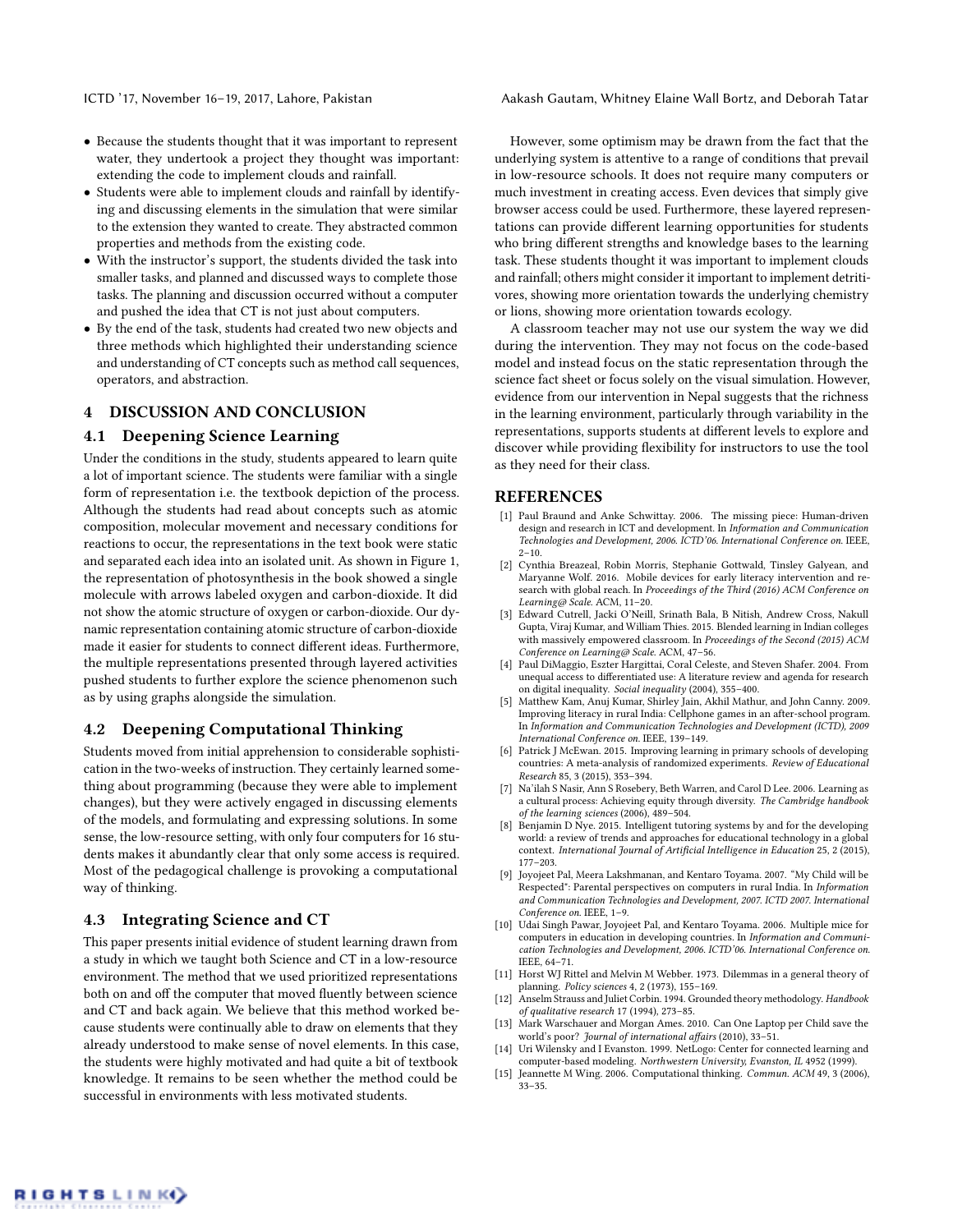- Because the students thought that it was important to represent water, they undertook a project they thought was important: extending the code to implement clouds and rainfall.
- Students were able to implement clouds and rainfall by identifying and discussing elements in the simulation that were similar to the extension they wanted to create. They abstracted common properties and methods from the existing code.
- With the instructor's support, the students divided the task into smaller tasks, and planned and discussed ways to complete those tasks. The planning and discussion occurred without a computer and pushed the idea that CT is not just about computers.
- By the end of the task, students had created two new objects and three methods which highlighted their understanding science and understanding of CT concepts such as method call sequences, operators, and abstraction.

# 4 DISCUSSION AND CONCLUSION

## 4.1 Deepening Science Learning

Under the conditions in the study, students appeared to learn quite a lot of important science. The students were familiar with a single form of representation i.e. the textbook depiction of the process. Although the students had read about concepts such as atomic composition, molecular movement and necessary conditions for reactions to occur, the representations in the text book were static and separated each idea into an isolated unit. As shown in Figure 1, the representation of photosynthesis in the book showed a single molecule with arrows labeled oxygen and carbon-dioxide. It did not show the atomic structure of oxygen or carbon-dioxide. Our dynamic representation containing atomic structure of carbon-dioxide made it easier for students to connect different ideas. Furthermore, the multiple representations presented through layered activities pushed students to further explore the science phenomenon such as by using graphs alongside the simulation.

## 4.2 Deepening Computational Thinking

Students moved from initial apprehension to considerable sophistication in the two-weeks of instruction. They certainly learned something about programming (because they were able to implement changes), but they were actively engaged in discussing elements of the models, and formulating and expressing solutions. In some sense, the low-resource setting, with only four computers for 16 students makes it abundantly clear that only some access is required. Most of the pedagogical challenge is provoking a computational way of thinking.

## 4.3 Integrating Science and CT

This paper presents initial evidence of student learning drawn from a study in which we taught both Science and CT in a low-resource environment. The method that we used prioritized representations both on and off the computer that moved fluently between science and CT and back again. We believe that this method worked because students were continually able to draw on elements that they already understood to make sense of novel elements. In this case, the students were highly motivated and had quite a bit of textbook knowledge. It remains to be seen whether the method could be successful in environments with less motivated students.

However, some optimism may be drawn from the fact that the underlying system is attentive to a range of conditions that prevail in low-resource schools. It does not require many computers or much investment in creating access. Even devices that simply give browser access could be used. Furthermore, these layered representations can provide different learning opportunities for students who bring different strengths and knowledge bases to the learning task. These students thought it was important to implement clouds and rainfall; others might consider it important to implement detritivores, showing more orientation towards the underlying chemistry or lions, showing more orientation towards ecology.

A classroom teacher may not use our system the way we did during the intervention. They may not focus on the code-based model and instead focus on the static representation through the science fact sheet or focus solely on the visual simulation. However, evidence from our intervention in Nepal suggests that the richness in the learning environment, particularly through variability in the representations, supports students at different levels to explore and discover while providing flexibility for instructors to use the tool as they need for their class.

# REFERENCES

[1] Paul Braund and Anke Schwittay. 2006. The missing piece: Human-driven design and research in ICT and development. In *Information and Communication Technologies and Development, 2006. ICTD'06. International Conference on*. IEEE, 2–10.

[2] Cynthia Breazeal, Robin Morris, Stephanie Gottwald, Tinsley Galyean, and Maryanne Wolf. 2016. Mobile devices for early literacy intervention and research with global reach. In *Proceedings of the Third (2016) ACM Conference on Learning@ Scale*. ACM, 11–20.

[3] Edward Cutrell, Jacki O'Neill, Srinath Bala, B Nitish, Andrew Cross, Nakull Gupta, Viraj Kumar, and William Thies. 2015. Blended learning in Indian colleges with massively empowered classroom. In *Proceedings of the Second (2015) ACM Conference on Learning@ Scale*. ACM, 47–56.

[4] Paul DiMaggio, Eszter Hargittai, Coral Celeste, and Steven Shafer. 2004. From unequal access to differentiated use: A literature review and agenda for research on digital inequality. *Social inequality* (2004), 355–400.

[5] Matthew Kam, Anuj Kumar, Shirley Jain, Akhil Mathur, and John Canny. 2009. Improving literacy in rural India: Cellphone games in an after-school program. In *Information and Communication Technologies and Development (ICTD), 2009 International Conference on*. IEEE, 139–149.

[6] Patrick J McEwan. 2015. Improving learning in primary schools of developing countries: A meta-analysis of randomized experiments. *Review of Educational Research* 85, 3 (2015), 353–394.

[7] Na'ilah S Nasir, Ann S Rosebery, Beth Warren, and Carol D Lee. 2006. Learning as a cultural process: Achieving equity through diversity. *The Cambridge handbook of the learning sciences* (2006), 489–504.

[8] Benjamin D Nye. 2015. Intelligent tutoring systems by and for the developing world: a review of trends and approaches for educational technology in a global context. *International Journal of Artificial Intelligence in Education* 25, 2 (2015), 177–203.

[9] Joyojeet Pal, Meera Lakshmanan, and Kentaro Toyama. 2007. "My Child will be Respected": Parental perspectives on computers in rural India. In *Information and Communication Technologies and Development, 2007. ICTD 2007. International Conference on*. IEEE, 1–9.

[10] Udai Singh Pawar, Joyojeet Pal, and Kentaro Toyama. 2006. Multiple mice for computers in education in developing countries. In *Information and Communication Technologies and Development, 2006. ICTD'06. International Conference on*. IEEE, 64–71.

[11] Horst WJ Rittel and Melvin M Webber. 1973. Dilemmas in a general theory of planning. *Policy sciences* 4, 2 (1973), 155–169.

[12] Anselm Strauss and Juliet Corbin. 1994. Grounded theory methodology. *Handbook of qualitative research* 17 (1994), 273–85.

[13] Mark Warschauer and Morgan Ames. 2010. Can One Laptop per Child save the world's poor? *Journal of international affairs* (2010), 33–51.

[14] Uri Wilensky and I Evanston. 1999. NetLogo: Center for connected learning and computer-based modeling. *Northwestern University, Evanston, IL* 4952 (1999).

[15] Jeannette M Wing. 2006. Computational thinking. *Commun. ACM* 49, 3 (2006), 33–35.